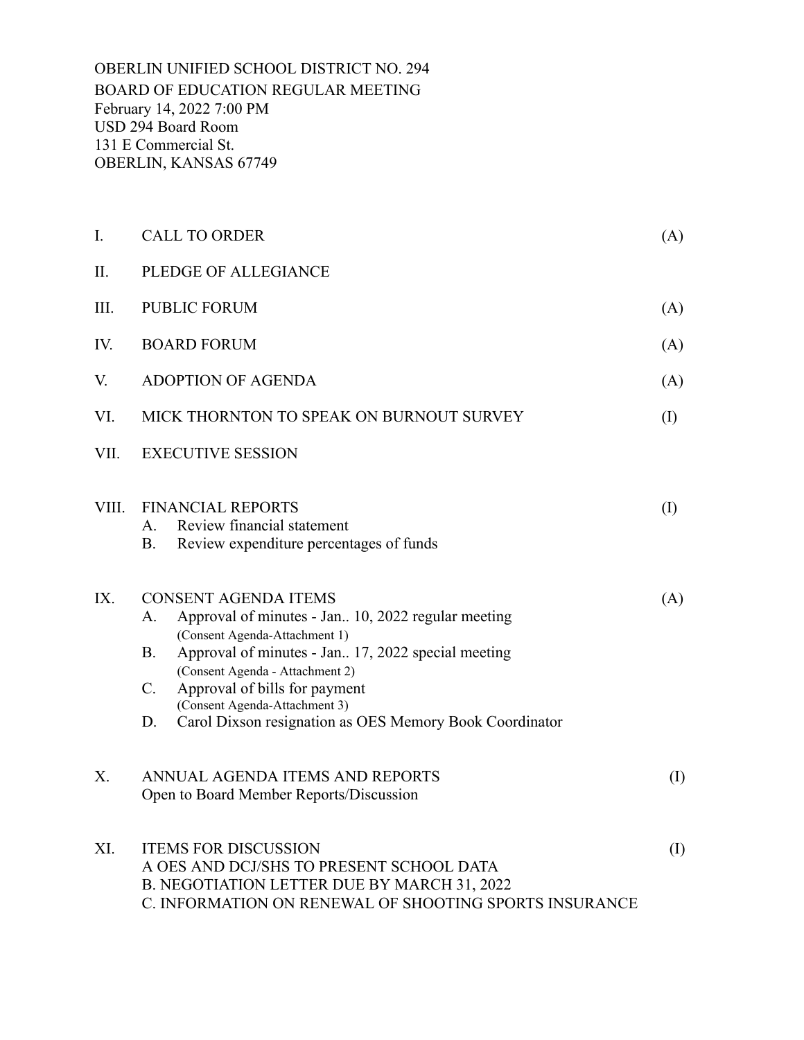OBERLIN UNIFIED SCHOOL DISTRICT NO. 294
BOARD OF EDUCATION REGULAR MEETING
February 14, 2022 7:00 PM
USD 294 Board Room
131 E Commercial St.
OBERLIN, KANSAS 67749

I. CALL TO ORDER (A)

II. PLEDGE OF ALLEGIANCE

III. PUBLIC FORUM (A)

IV. BOARD FORUM (A)

V. ADOPTION OF AGENDA (A)

VI. MICK THORNTON TO SPEAK ON BURNOUT SURVEY (I)

VII. EXECUTIVE SESSION

VIII. FINANCIAL REPORTS (I)
- A. Review financial statement
- B. Review expenditure percentages of funds

IX. CONSENT AGENDA ITEMS (A)
- A. Approval of minutes - Jan.. 10, 2022 regular meeting
  (Consent Agenda-Attachment 1)
- B. Approval of minutes - Jan.. 17, 2022 special meeting
  (Consent Agenda - Attachment 2)
- C. Approval of bills for payment
  (Consent Agenda-Attachment 3)
- D. Carol Dixson resignation as OES Memory Book Coordinator

X. ANNUAL AGENDA ITEMS AND REPORTS (I)
Open to Board Member Reports/Discussion

XI. ITEMS FOR DISCUSSION (I)
A OES AND DCJ/SHS TO PRESENT SCHOOL DATA
B. NEGOTIATION LETTER DUE BY MARCH 31, 2022
C. INFORMATION ON RENEWAL OF SHOOTING SPORTS INSURANCE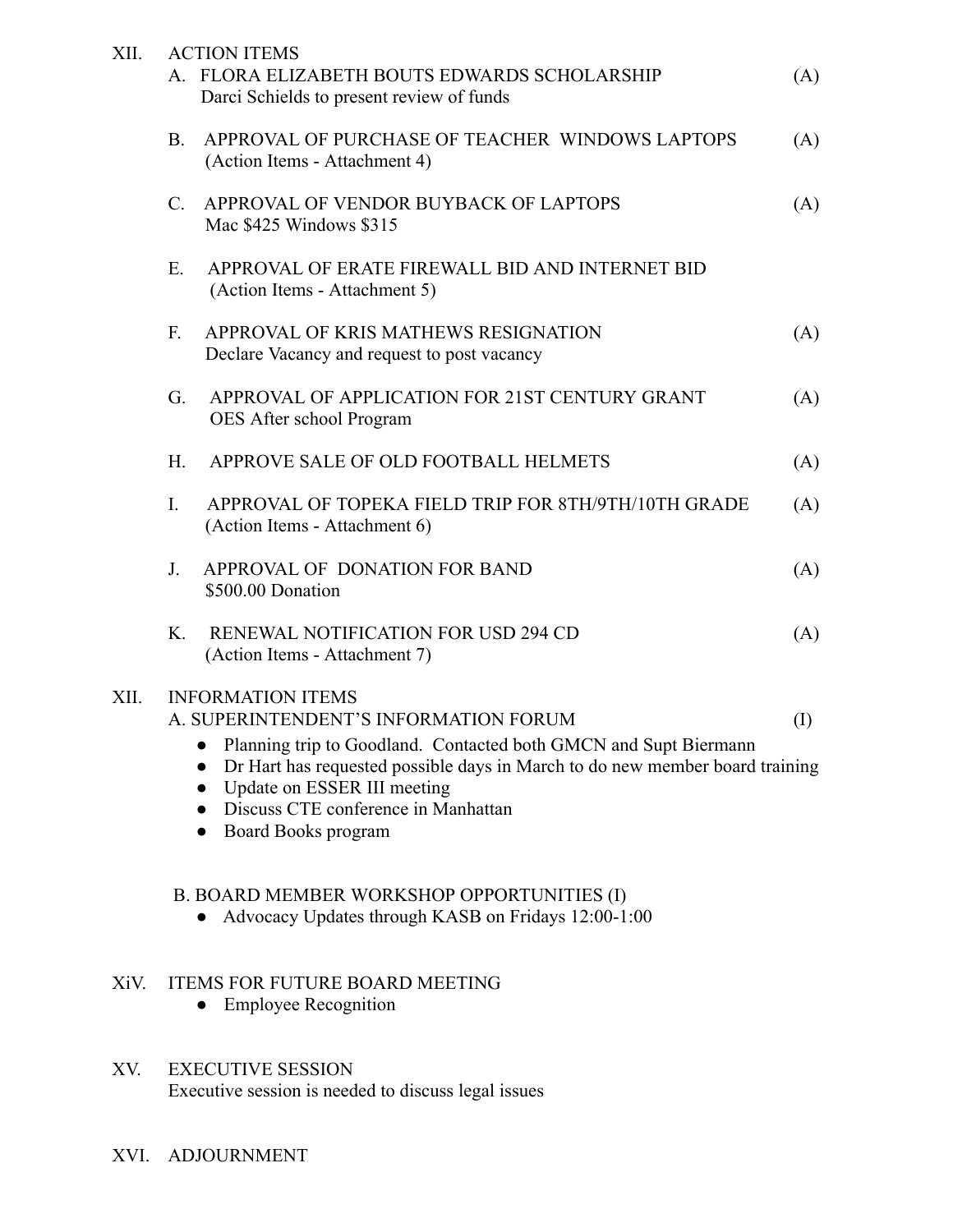## XII. ACTION ITEMS

A. FLORA ELIZABETH BOUTS EDWARDS SCHOLARSHIP (A)
Darci Schields to present review of funds

B. APPROVAL OF PURCHASE OF TEACHER WINDOWS LAPTOPS (A)
(Action Items - Attachment 4)

C. APPROVAL OF VENDOR BUYBACK OF LAPTOPS (A)
Mac $425 Windows $315

E. APPROVAL OF ERATE FIREWALL BID AND INTERNET BID
(Action Items - Attachment 5)

F. APPROVAL OF KRIS MATHEWS RESIGNATION (A)
Declare Vacancy and request to post vacancy

G. APPROVAL OF APPLICATION FOR 21ST CENTURY GRANT (A)
OES After school Program

H. APPROVE SALE OF OLD FOOTBALL HELMETS (A)

I. APPROVAL OF TOPEKA FIELD TRIP FOR 8TH/9TH/10TH GRADE (A)
(Action Items - Attachment 6)

J. APPROVAL OF DONATION FOR BAND (A)
$500.00 Donation

K. RENEWAL NOTIFICATION FOR USD 294 CD (A)
(Action Items - Attachment 7)

## XII. INFORMATION ITEMS

A. SUPERINTENDENT'S INFORMATION FORUM (I)

- Planning trip to Goodland. Contacted both GMCN and Supt Biermann
- Dr Hart has requested possible days in March to do new member board training
- Update on ESSER III meeting
- Discuss CTE conference in Manhattan
- Board Books program

B. BOARD MEMBER WORKSHOP OPPORTUNITIES (I)

- Advocacy Updates through KASB on Fridays 12:00-1:00

## XiV. ITEMS FOR FUTURE BOARD MEETING

- Employee Recognition

## XV. EXECUTIVE SESSION

Executive session is needed to discuss legal issues

## XVI. ADJOURNMENT